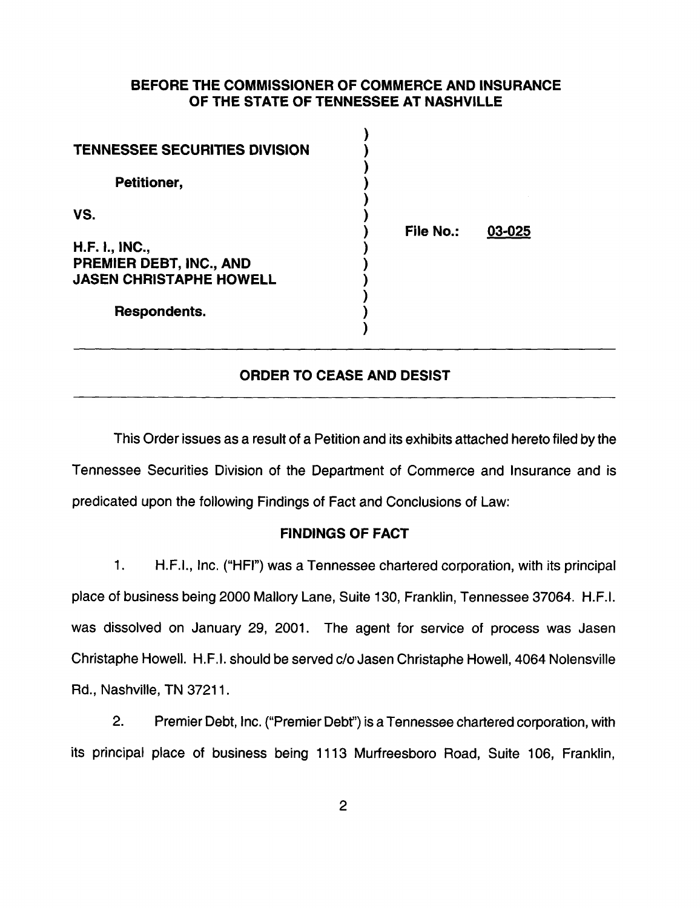**BEFORE THE COMMISSIONER OF COMMERCE AND INSURANCE OF THE STATE OF TENNESSEE AT NASHVILLE**

| | |
|---|---|
| **TENNESSEE SECURITIES DIVISION** | |
| **Petitioner,** | |
| **VS.** | **File No.: 03-025** |
| **H.F. I., INC., PREMIER DEBT, INC., AND JASEN CHRISTAPHE HOWELL** | |
| **Respondents.** | |

## ORDER TO CEASE AND DESIST

This Order issues as a result of a Petition and its exhibits attached hereto filed by the Tennessee Securities Division of the Department of Commerce and Insurance and is predicated upon the following Findings of Fact and Conclusions of Law:

### FINDINGS OF FACT

1. H.F.I., Inc. ("HFI") was a Tennessee chartered corporation, with its principal place of business being 2000 Mallory Lane, Suite 130, Franklin, Tennessee 37064. H.F.I. was dissolved on January 29, 2001. The agent for service of process was Jasen Christaphe Howell. H.F.I. should be served c/o Jasen Christaphe Howell, 4064 Nolensville Rd., Nashville, TN 37211.

2. Premier Debt, Inc. ("Premier Debt") is a Tennessee chartered corporation, with its principal place of business being 1113 Murfreesboro Road, Suite 106, Franklin,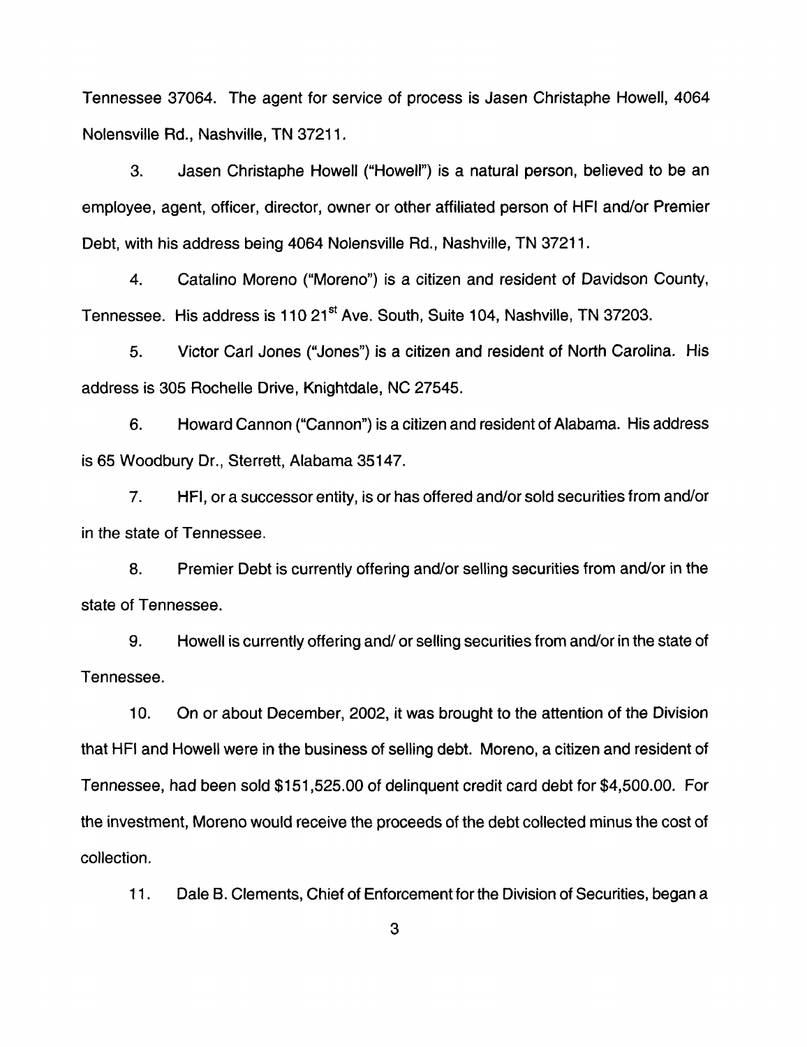Tennessee 37064. The agent for service of process is Jasen Christaphe Howell, 4064 Nolensville Rd., Nashville, TN 37211.

3. Jasen Christaphe Howell ("Howell") is a natural person, believed to be an employee, agent, officer, director, owner or other affiliated person of HFI and/or Premier Debt, with his address being 4064 Nolensville Rd., Nashville, TN 37211.

4. Catalino Moreno ("Moreno") is a citizen and resident of Davidson County, Tennessee. His address is 110 21st Ave. South, Suite 104, Nashville, TN 37203.

5. Victor Carl Jones ("Jones") is a citizen and resident of North Carolina. His address is 305 Rochelle Drive, Knightdale, NC 27545.

6. Howard Cannon ("Cannon") is a citizen and resident of Alabama. His address is 65 Woodbury Dr., Sterrett, Alabama 35147.

7. HFI, or a successor entity, is or has offered and/or sold securities from and/or in the state of Tennessee.

8. Premier Debt is currently offering and/or selling securities from and/or in the state of Tennessee.

9. Howell is currently offering and/ or selling securities from and/or in the state of Tennessee.

10. On or about December, 2002, it was brought to the attention of the Division that HFI and Howell were in the business of selling debt. Moreno, a citizen and resident of Tennessee, had been sold $151,525.00 of delinquent credit card debt for $4,500.00. For the investment, Moreno would receive the proceeds of the debt collected minus the cost of collection.

11. Dale B. Clements, Chief of Enforcement for the Division of Securities, began a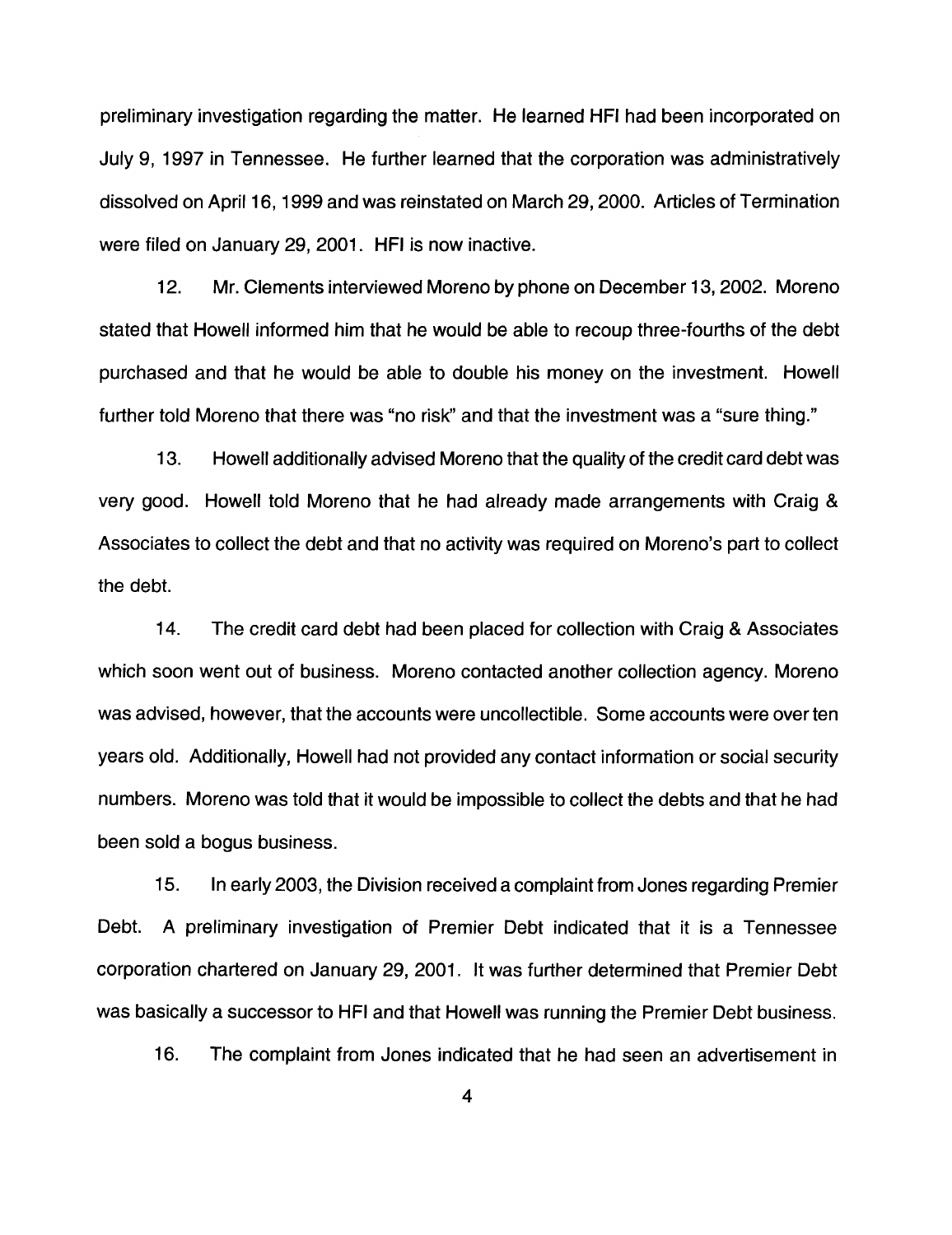preliminary investigation regarding the matter. He learned HFI had been incorporated on July 9, 1997 in Tennessee. He further learned that the corporation was administratively dissolved on April 16, 1999 and was reinstated on March 29, 2000. Articles of Termination were filed on January 29, 2001. HFI is now inactive.

12. Mr. Clements interviewed Moreno by phone on December 13, 2002. Moreno stated that Howell informed him that he would be able to recoup three-fourths of the debt purchased and that he would be able to double his money on the investment. Howell further told Moreno that there was "no risk" and that the investment was a "sure thing."

13. Howell additionally advised Moreno that the quality of the credit card debt was very good. Howell told Moreno that he had already made arrangements with Craig & Associates to collect the debt and that no activity was required on Moreno's part to collect the debt.

14. The credit card debt had been placed for collection with Craig & Associates which soon went out of business. Moreno contacted another collection agency. Moreno was advised, however, that the accounts were uncollectible. Some accounts were over ten years old. Additionally, Howell had not provided any contact information or social security numbers. Moreno was told that it would be impossible to collect the debts and that he had been sold a bogus business.

15. In early 2003, the Division received a complaint from Jones regarding Premier Debt. A preliminary investigation of Premier Debt indicated that it is a Tennessee corporation chartered on January 29, 2001. It was further determined that Premier Debt was basically a successor to HFI and that Howell was running the Premier Debt business.

16. The complaint from Jones indicated that he had seen an advertisement in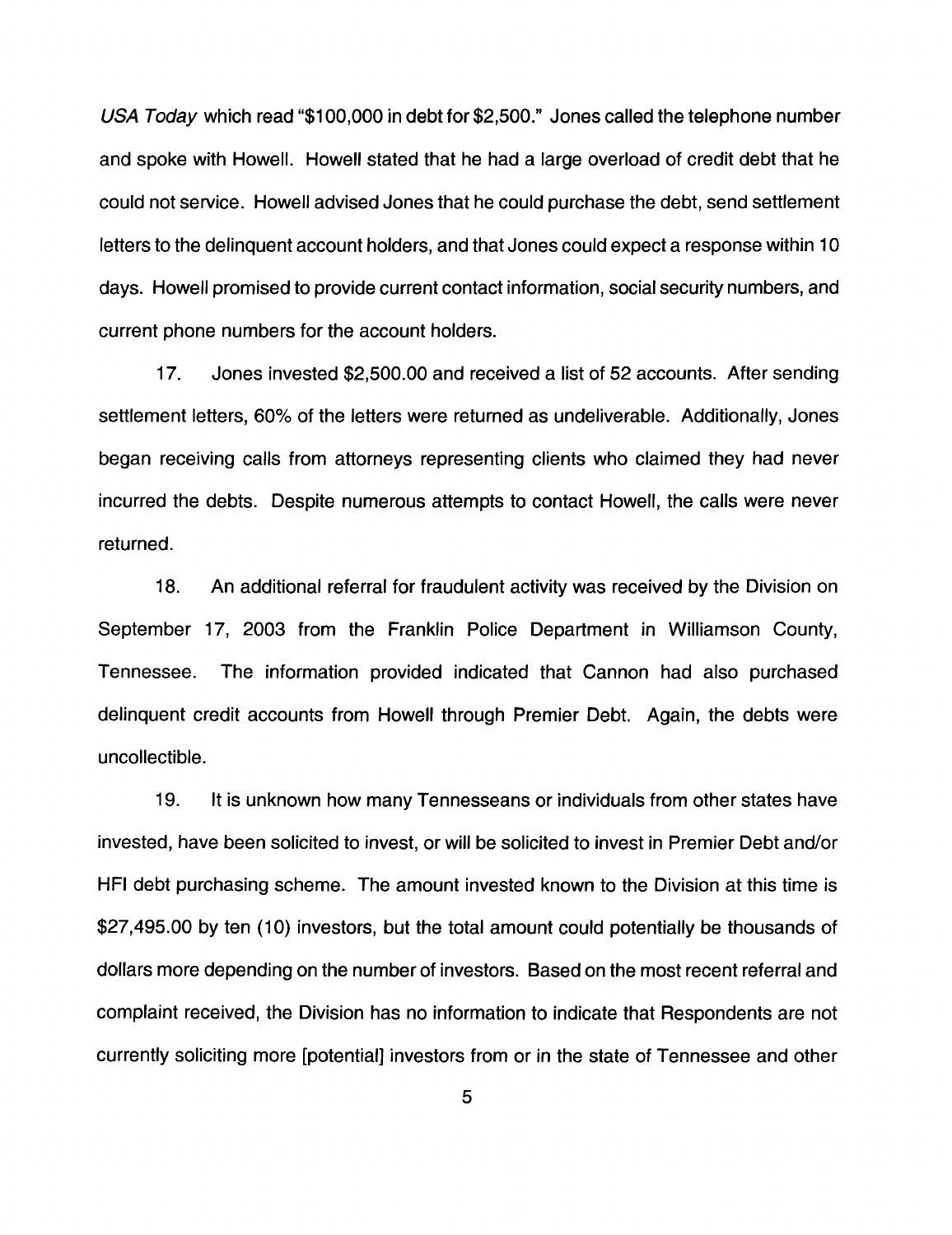*USA Today* which read "$100,000 in debt for $2,500." Jones called the telephone number and spoke with Howell. Howell stated that he had a large overload of credit debt that he could not service. Howell advised Jones that he could purchase the debt, send settlement letters to the delinquent account holders, and that Jones could expect a response within 10 days. Howell promised to provide current contact information, social security numbers, and current phone numbers for the account holders.

17. Jones invested $2,500.00 and received a list of 52 accounts. After sending settlement letters, 60% of the letters were returned as undeliverable. Additionally, Jones began receiving calls from attorneys representing clients who claimed they had never incurred the debts. Despite numerous attempts to contact Howell, the calls were never returned.

18. An additional referral for fraudulent activity was received by the Division on September 17, 2003 from the Franklin Police Department in Williamson County, Tennessee. The information provided indicated that Cannon had also purchased delinquent credit accounts from Howell through Premier Debt. Again, the debts were uncollectible.

19. It is unknown how many Tennesseans or individuals from other states have invested, have been solicited to invest, or will be solicited to invest in Premier Debt and/or HFI debt purchasing scheme. The amount invested known to the Division at this time is $27,495.00 by ten (10) investors, but the total amount could potentially be thousands of dollars more depending on the number of investors. Based on the most recent referral and complaint received, the Division has no information to indicate that Respondents are not currently soliciting more [potential] investors from or in the state of Tennessee and other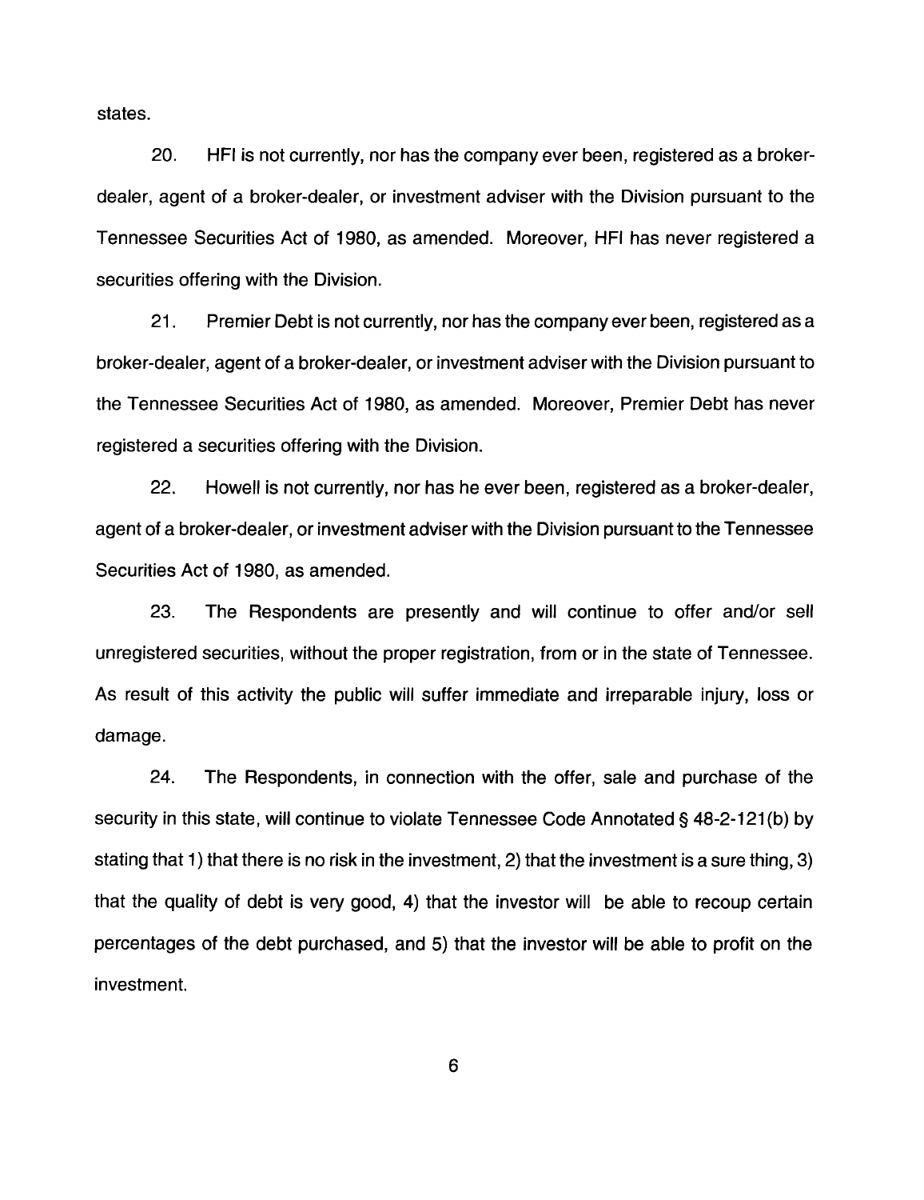states.

20. HFI is not currently, nor has the company ever been, registered as a broker-dealer, agent of a broker-dealer, or investment adviser with the Division pursuant to the Tennessee Securities Act of 1980, as amended. Moreover, HFI has never registered a securities offering with the Division.

21. Premier Debt is not currently, nor has the company ever been, registered as a broker-dealer, agent of a broker-dealer, or investment adviser with the Division pursuant to the Tennessee Securities Act of 1980, as amended. Moreover, Premier Debt has never registered a securities offering with the Division.

22. Howell is not currently, nor has he ever been, registered as a broker-dealer, agent of a broker-dealer, or investment adviser with the Division pursuant to the Tennessee Securities Act of 1980, as amended.

23. The Respondents are presently and will continue to offer and/or sell unregistered securities, without the proper registration, from or in the state of Tennessee. As result of this activity the public will suffer immediate and irreparable injury, loss or damage.

24. The Respondents, in connection with the offer, sale and purchase of the security in this state, will continue to violate Tennessee Code Annotated § 48-2-121(b) by stating that 1) that there is no risk in the investment, 2) that the investment is a sure thing, 3) that the quality of debt is very good, 4) that the investor will be able to recoup certain percentages of the debt purchased, and 5) that the investor will be able to profit on the investment.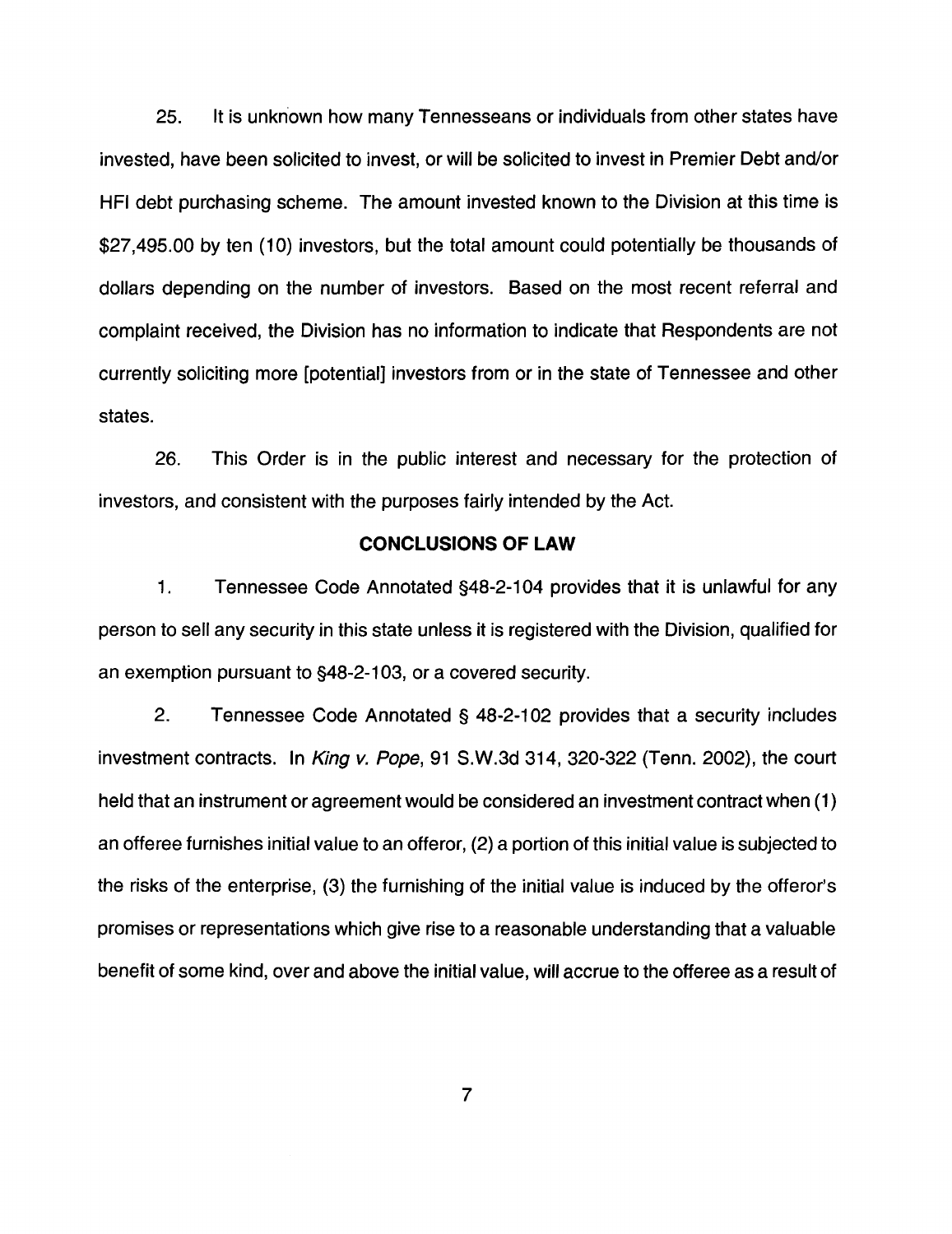25. It is unknown how many Tennesseans or individuals from other states have invested, have been solicited to invest, or will be solicited to invest in Premier Debt and/or HFI debt purchasing scheme. The amount invested known to the Division at this time is $27,495.00 by ten (10) investors, but the total amount could potentially be thousands of dollars depending on the number of investors. Based on the most recent referral and complaint received, the Division has no information to indicate that Respondents are not currently soliciting more [potential] investors from or in the state of Tennessee and other states.

26. This Order is in the public interest and necessary for the protection of investors, and consistent with the purposes fairly intended by the Act.

## CONCLUSIONS OF LAW

1. Tennessee Code Annotated §48-2-104 provides that it is unlawful for any person to sell any security in this state unless it is registered with the Division, qualified for an exemption pursuant to §48-2-103, or a covered security.

2. Tennessee Code Annotated § 48-2-102 provides that a security includes investment contracts. In *King v. Pope*, 91 S.W.3d 314, 320-322 (Tenn. 2002), the court held that an instrument or agreement would be considered an investment contract when (1) an offeree furnishes initial value to an offeror, (2) a portion of this initial value is subjected to the risks of the enterprise, (3) the furnishing of the initial value is induced by the offeror's promises or representations which give rise to a reasonable understanding that a valuable benefit of some kind, over and above the initial value, will accrue to the offeree as a result of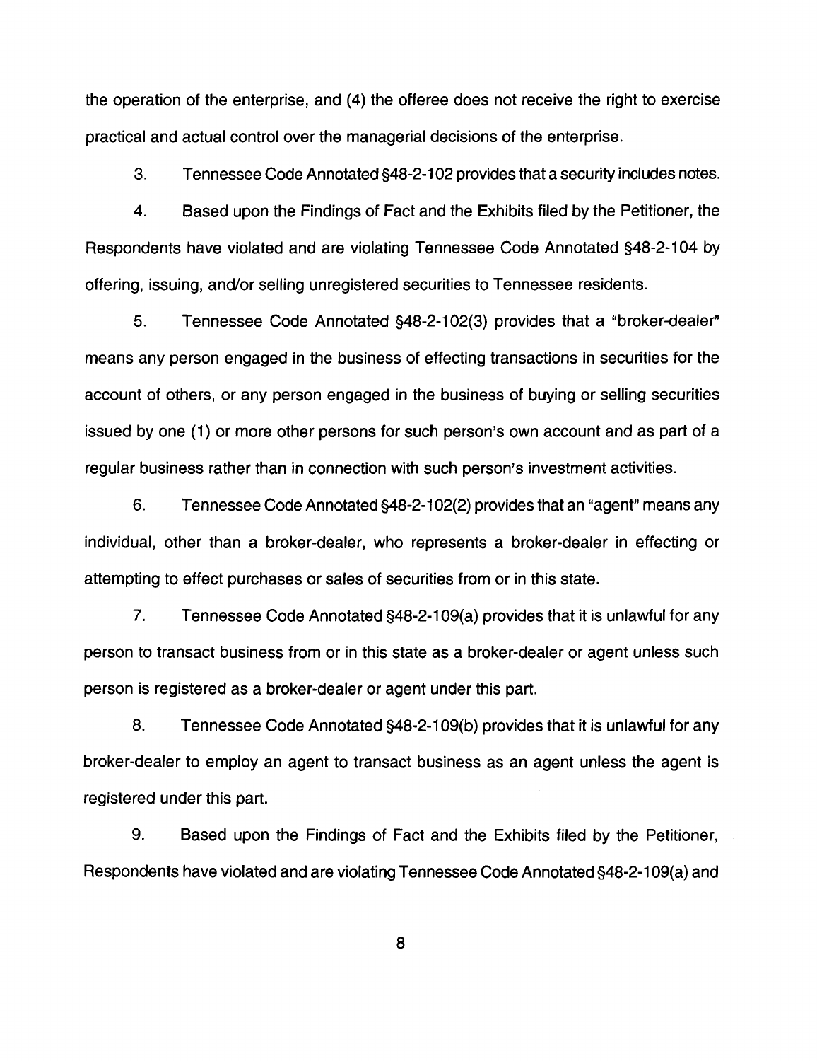the operation of the enterprise, and (4) the offeree does not receive the right to exercise practical and actual control over the managerial decisions of the enterprise.

3. Tennessee Code Annotated §48-2-102 provides that a security includes notes.

4. Based upon the Findings of Fact and the Exhibits filed by the Petitioner, the Respondents have violated and are violating Tennessee Code Annotated §48-2-104 by offering, issuing, and/or selling unregistered securities to Tennessee residents.

5. Tennessee Code Annotated §48-2-102(3) provides that a "broker-dealer" means any person engaged in the business of effecting transactions in securities for the account of others, or any person engaged in the business of buying or selling securities issued by one (1) or more other persons for such person's own account and as part of a regular business rather than in connection with such person's investment activities.

6. Tennessee Code Annotated §48-2-102(2) provides that an "agent" means any individual, other than a broker-dealer, who represents a broker-dealer in effecting or attempting to effect purchases or sales of securities from or in this state.

7. Tennessee Code Annotated §48-2-109(a) provides that it is unlawful for any person to transact business from or in this state as a broker-dealer or agent unless such person is registered as a broker-dealer or agent under this part.

8. Tennessee Code Annotated §48-2-109(b) provides that it is unlawful for any broker-dealer to employ an agent to transact business as an agent unless the agent is registered under this part.

9. Based upon the Findings of Fact and the Exhibits filed by the Petitioner, Respondents have violated and are violating Tennessee Code Annotated §48-2-109(a) and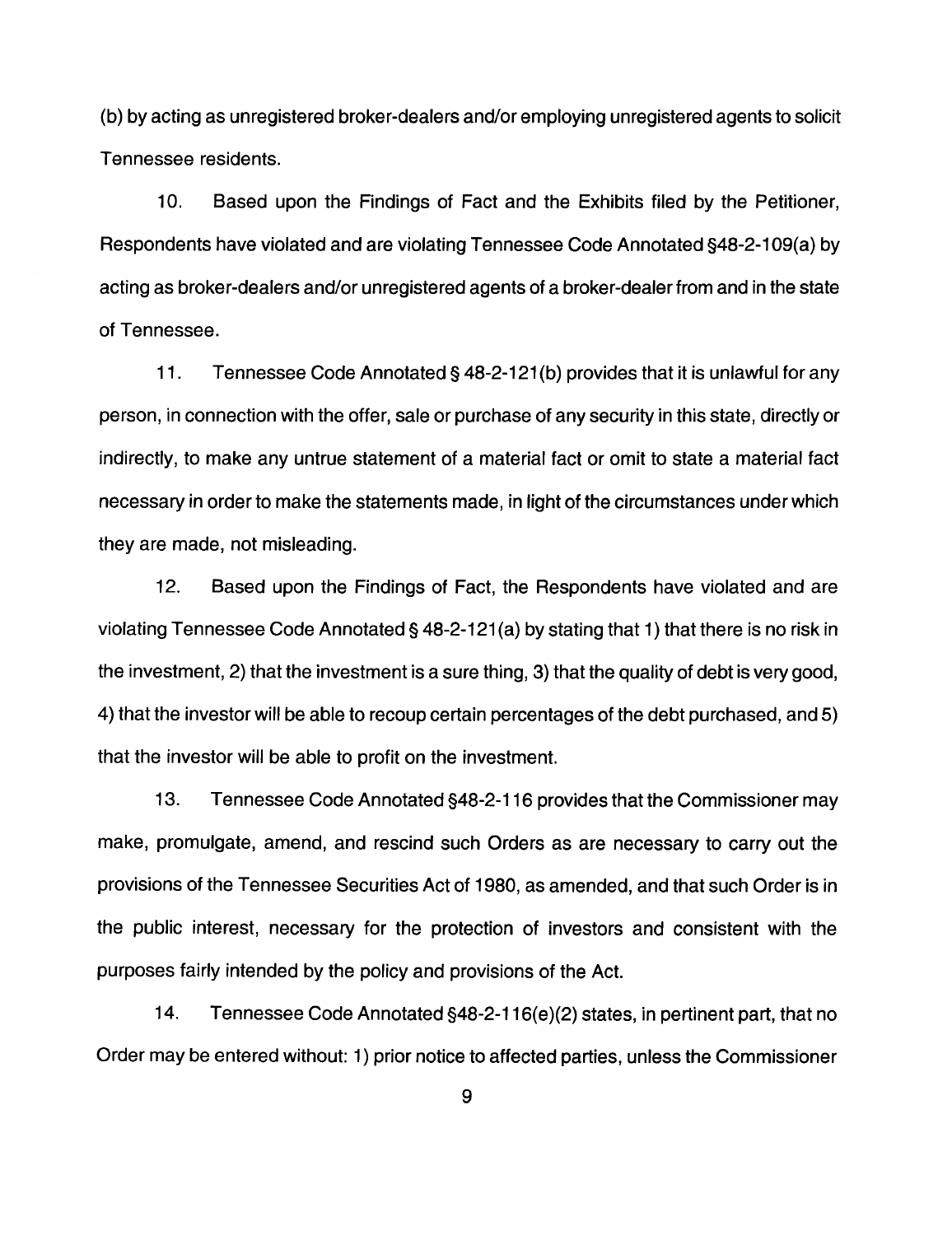(b) by acting as unregistered broker-dealers and/or employing unregistered agents to solicit Tennessee residents.

10. Based upon the Findings of Fact and the Exhibits filed by the Petitioner, Respondents have violated and are violating Tennessee Code Annotated §48-2-109(a) by acting as broker-dealers and/or unregistered agents of a broker-dealer from and in the state of Tennessee.

11. Tennessee Code Annotated § 48-2-121(b) provides that it is unlawful for any person, in connection with the offer, sale or purchase of any security in this state, directly or indirectly, to make any untrue statement of a material fact or omit to state a material fact necessary in order to make the statements made, in light of the circumstances under which they are made, not misleading.

12. Based upon the Findings of Fact, the Respondents have violated and are violating Tennessee Code Annotated § 48-2-121(a) by stating that 1) that there is no risk in the investment, 2) that the investment is a sure thing, 3) that the quality of debt is very good, 4) that the investor will be able to recoup certain percentages of the debt purchased, and 5) that the investor will be able to profit on the investment.

13. Tennessee Code Annotated §48-2-116 provides that the Commissioner may make, promulgate, amend, and rescind such Orders as are necessary to carry out the provisions of the Tennessee Securities Act of 1980, as amended, and that such Order is in the public interest, necessary for the protection of investors and consistent with the purposes fairly intended by the policy and provisions of the Act.

14. Tennessee Code Annotated §48-2-116(e)(2) states, in pertinent part, that no Order may be entered without: 1) prior notice to affected parties, unless the Commissioner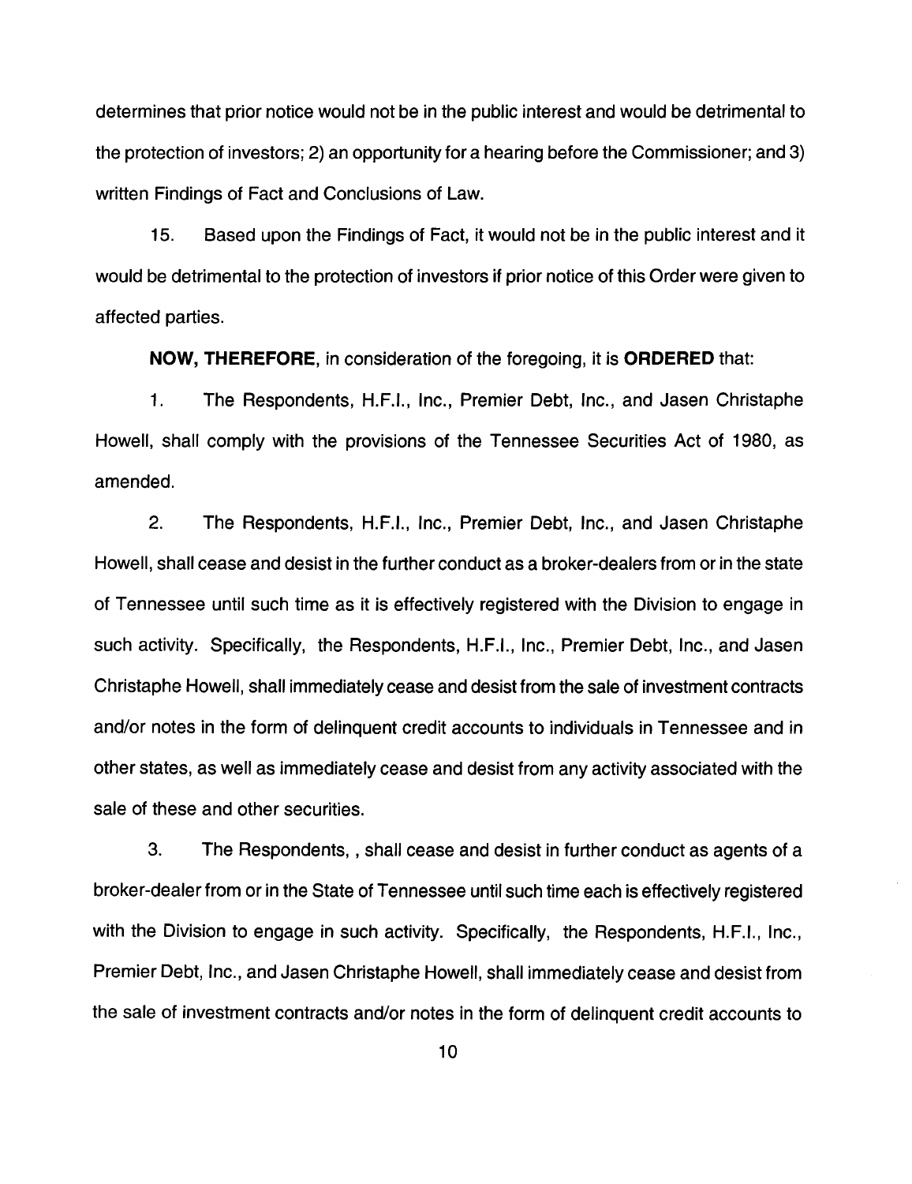determines that prior notice would not be in the public interest and would be detrimental to the protection of investors; 2) an opportunity for a hearing before the Commissioner; and 3) written Findings of Fact and Conclusions of Law.

15. Based upon the Findings of Fact, it would not be in the public interest and it would be detrimental to the protection of investors if prior notice of this Order were given to affected parties.

**NOW, THEREFORE**, in consideration of the foregoing, it is **ORDERED** that:

1. The Respondents, H.F.I., Inc., Premier Debt, Inc., and Jasen Christaphe Howell, shall comply with the provisions of the Tennessee Securities Act of 1980, as amended.

2. The Respondents, H.F.I., Inc., Premier Debt, Inc., and Jasen Christaphe Howell, shall cease and desist in the further conduct as a broker-dealers from or in the state of Tennessee until such time as it is effectively registered with the Division to engage in such activity. Specifically, the Respondents, H.F.I., Inc., Premier Debt, Inc., and Jasen Christaphe Howell, shall immediately cease and desist from the sale of investment contracts and/or notes in the form of delinquent credit accounts to individuals in Tennessee and in other states, as well as immediately cease and desist from any activity associated with the sale of these and other securities.

3. The Respondents, , shall cease and desist in further conduct as agents of a broker-dealer from or in the State of Tennessee until such time each is effectively registered with the Division to engage in such activity. Specifically, the Respondents, H.F.I., Inc., Premier Debt, Inc., and Jasen Christaphe Howell, shall immediately cease and desist from the sale of investment contracts and/or notes in the form of delinquent credit accounts to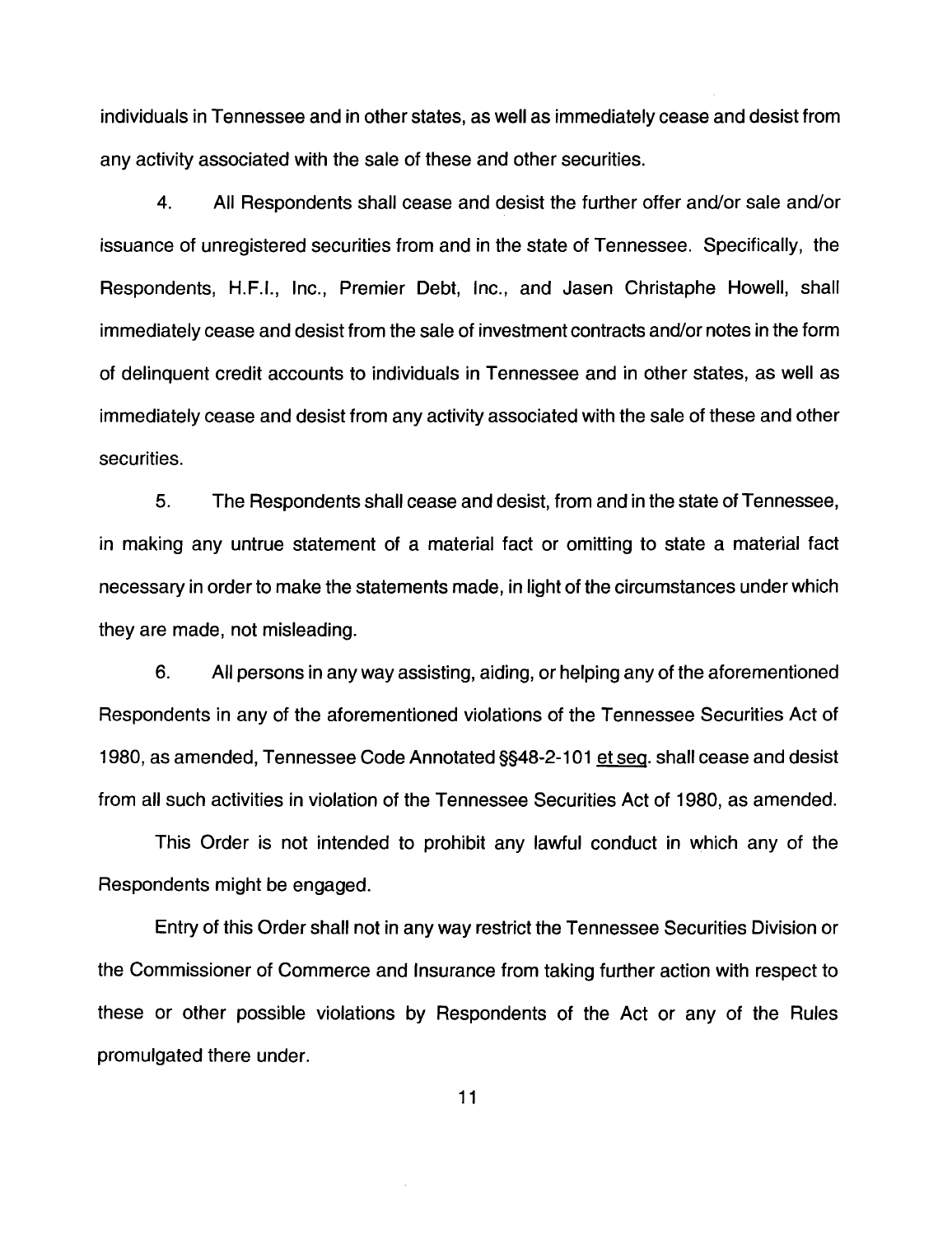individuals in Tennessee and in other states, as well as immediately cease and desist from any activity associated with the sale of these and other securities.

4. All Respondents shall cease and desist the further offer and/or sale and/or issuance of unregistered securities from and in the state of Tennessee. Specifically, the Respondents, H.F.I., Inc., Premier Debt, Inc., and Jasen Christaphe Howell, shall immediately cease and desist from the sale of investment contracts and/or notes in the form of delinquent credit accounts to individuals in Tennessee and in other states, as well as immediately cease and desist from any activity associated with the sale of these and other securities.

5. The Respondents shall cease and desist, from and in the state of Tennessee, in making any untrue statement of a material fact or omitting to state a material fact necessary in order to make the statements made, in light of the circumstances under which they are made, not misleading.

6. All persons in any way assisting, aiding, or helping any of the aforementioned Respondents in any of the aforementioned violations of the Tennessee Securities Act of 1980, as amended, Tennessee Code Annotated §§48-2-101 et seq. shall cease and desist from all such activities in violation of the Tennessee Securities Act of 1980, as amended.

This Order is not intended to prohibit any lawful conduct in which any of the Respondents might be engaged.

Entry of this Order shall not in any way restrict the Tennessee Securities Division or the Commissioner of Commerce and Insurance from taking further action with respect to these or other possible violations by Respondents of the Act or any of the Rules promulgated there under.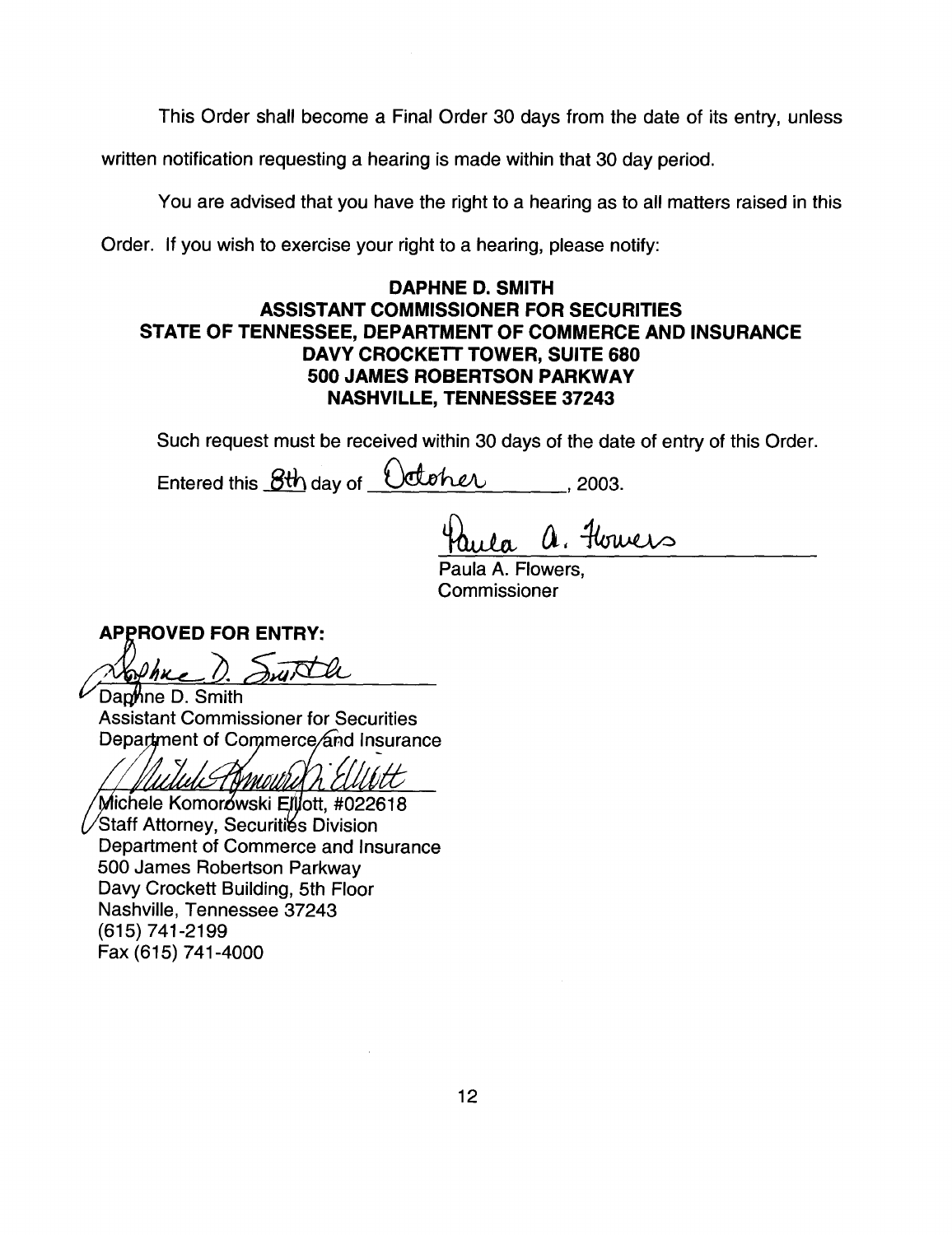This Order shall become a Final Order 30 days from the date of its entry, unless written notification requesting a hearing is made within that 30 day period.

You are advised that you have the right to a hearing as to all matters raised in this Order. If you wish to exercise your right to a hearing, please notify:

**DAPHNE D. SMITH**
**ASSISTANT COMMISSIONER FOR SECURITIES**
**STATE OF TENNESSEE, DEPARTMENT OF COMMERCE AND INSURANCE**
**DAVY CROCKETT TOWER, SUITE 680**
**500 JAMES ROBERTSON PARKWAY**
**NASHVILLE, TENNESSEE 37243**

Such request must be received within 30 days of the date of entry of this Order.

Entered this 8th day of October, 2003.

Paula A. Flowers
Paula A. Flowers,
Commissioner

**APPROVED FOR ENTRY:**

Daphne D. Smith
Daphne D. Smith
Assistant Commissioner for Securities
Department of Commerce and Insurance

Michele Komorowski Elliott
Michele Komorowski Elliott, #022618
Staff Attorney, Securities Division
Department of Commerce and Insurance
500 James Robertson Parkway
Davy Crockett Building, 5th Floor
Nashville, Tennessee 37243
(615) 741-2199
Fax (615) 741-4000